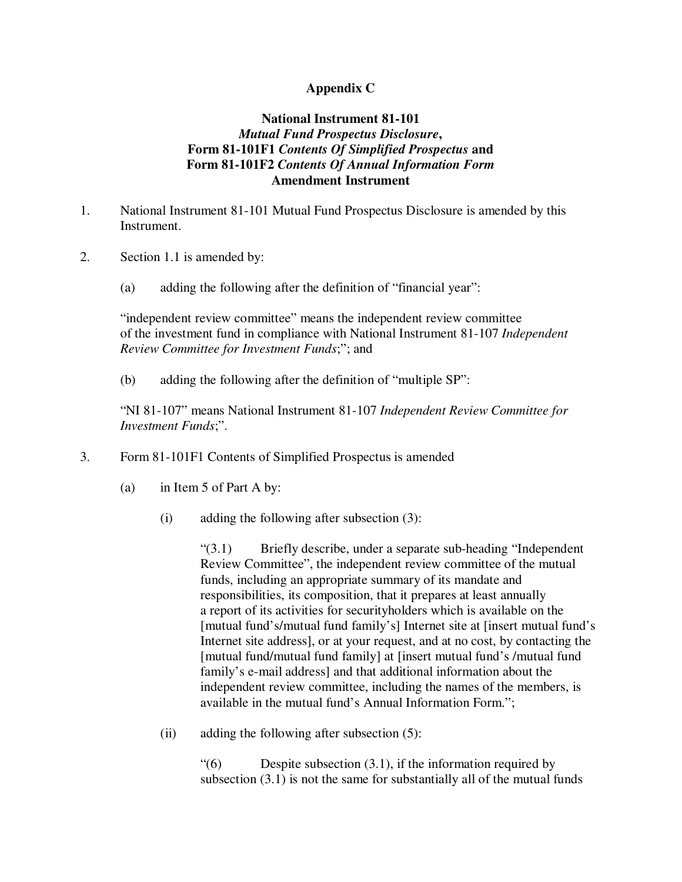# Appendix C

## National Instrument 81-101 *Mutual Fund Prospectus Disclosure*, Form 81-101F1 *Contents Of Simplified Prospectus* and Form 81-101F2 *Contents Of Annual Information Form* Amendment Instrument

1. National Instrument 81-101 Mutual Fund Prospectus Disclosure is amended by this Instrument.

2. Section 1.1 is amended by:

   (a) adding the following after the definition of "financial year":

   "independent review committee" means the independent review committee of the investment fund in compliance with National Instrument 81-107 *Independent Review Committee for Investment Funds*;"; and

   (b) adding the following after the definition of "multiple SP":

   "NI 81-107" means National Instrument 81-107 *Independent Review Committee for Investment Funds*;".

3. Form 81-101F1 Contents of Simplified Prospectus is amended

   (a) in Item 5 of Part A by:

      (i) adding the following after subsection (3):

      "(3.1) Briefly describe, under a separate sub-heading "Independent Review Committee", the independent review committee of the mutual funds, including an appropriate summary of its mandate and responsibilities, its composition, that it prepares at least annually a report of its activities for securityholders which is available on the [mutual fund's/mutual fund family's] Internet site at [insert mutual fund's Internet site address], or at your request, and at no cost, by contacting the [mutual fund/mutual fund family] at [insert mutual fund's /mutual fund family's e-mail address] and that additional information about the independent review committee, including the names of the members, is available in the mutual fund's Annual Information Form.";

      (ii) adding the following after subsection (5):

      "(6) Despite subsection (3.1), if the information required by subsection (3.1) is not the same for substantially all of the mutual funds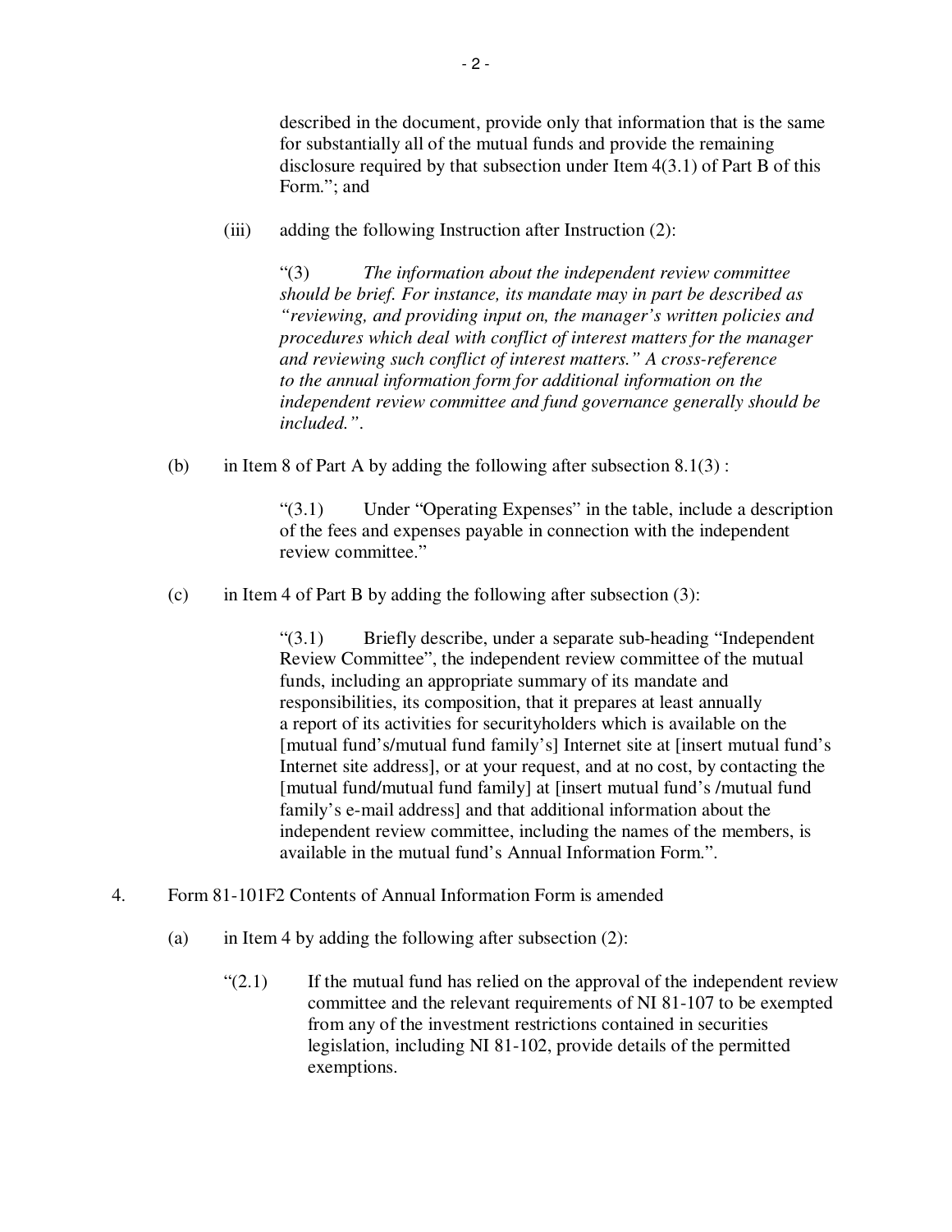described in the document, provide only that information that is the same for substantially all of the mutual funds and provide the remaining disclosure required by that subsection under Item 4(3.1) of Part B of this Form."; and

(iii) adding the following Instruction after Instruction (2):

"(3) *The information about the independent review committee should be brief. For instance, its mandate may in part be described as "reviewing, and providing input on, the manager's written policies and procedures which deal with conflict of interest matters for the manager and reviewing such conflict of interest matters." A cross-reference to the annual information form for additional information on the independent review committee and fund governance generally should be included."*.

(b) in Item 8 of Part A by adding the following after subsection 8.1(3) :

"(3.1) Under "Operating Expenses" in the table, include a description of the fees and expenses payable in connection with the independent review committee."

(c) in Item 4 of Part B by adding the following after subsection (3):

"(3.1) Briefly describe, under a separate sub-heading "Independent Review Committee", the independent review committee of the mutual funds, including an appropriate summary of its mandate and responsibilities, its composition, that it prepares at least annually a report of its activities for securityholders which is available on the [mutual fund's/mutual fund family's] Internet site at [insert mutual fund's Internet site address], or at your request, and at no cost, by contacting the [mutual fund/mutual fund family] at [insert mutual fund's /mutual fund family's e-mail address] and that additional information about the independent review committee, including the names of the members, is available in the mutual fund's Annual Information Form.".

4. Form 81-101F2 Contents of Annual Information Form is amended

(a) in Item 4 by adding the following after subsection (2):

"(2.1) If the mutual fund has relied on the approval of the independent review committee and the relevant requirements of NI 81-107 to be exempted from any of the investment restrictions contained in securities legislation, including NI 81-102, provide details of the permitted exemptions.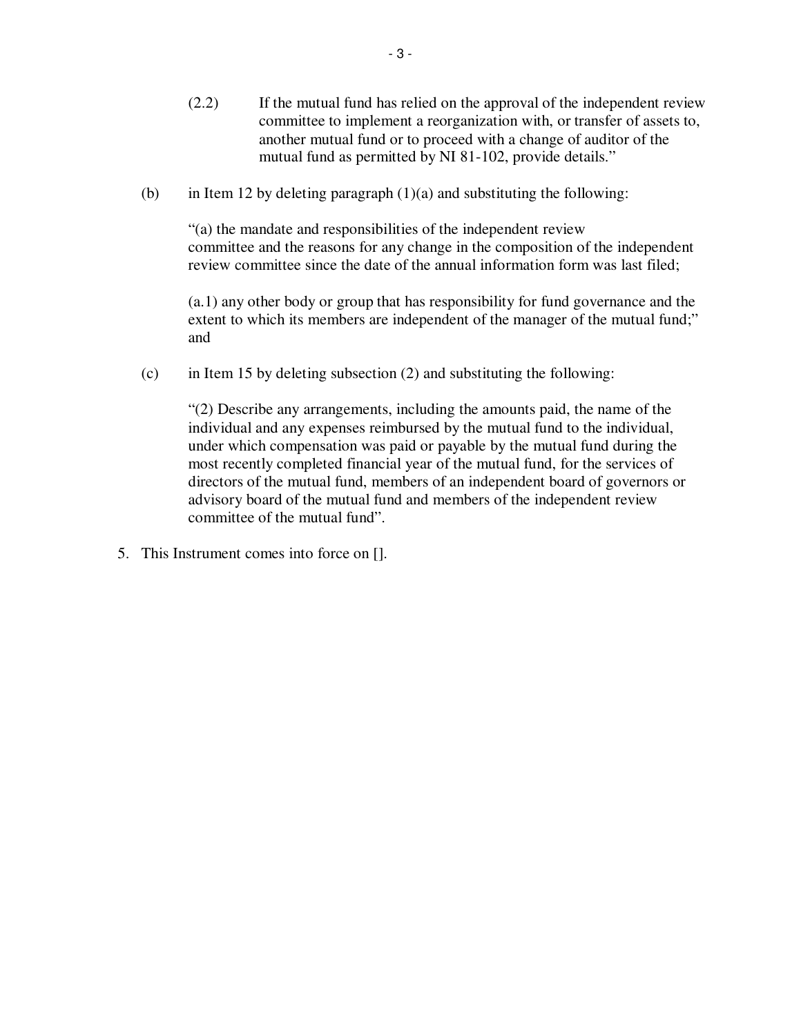(2.2) If the mutual fund has relied on the approval of the independent review committee to implement a reorganization with, or transfer of assets to, another mutual fund or to proceed with a change of auditor of the mutual fund as permitted by NI 81-102, provide details."

(b) in Item 12 by deleting paragraph (1)(a) and substituting the following:

"(a) the mandate and responsibilities of the independent review committee and the reasons for any change in the composition of the independent review committee since the date of the annual information form was last filed;

(a.1) any other body or group that has responsibility for fund governance and the extent to which its members are independent of the manager of the mutual fund;" and

(c) in Item 15 by deleting subsection (2) and substituting the following:

"(2) Describe any arrangements, including the amounts paid, the name of the individual and any expenses reimbursed by the mutual fund to the individual, under which compensation was paid or payable by the mutual fund during the most recently completed financial year of the mutual fund, for the services of directors of the mutual fund, members of an independent board of governors or advisory board of the mutual fund and members of the independent review committee of the mutual fund".

5. This Instrument comes into force on [].